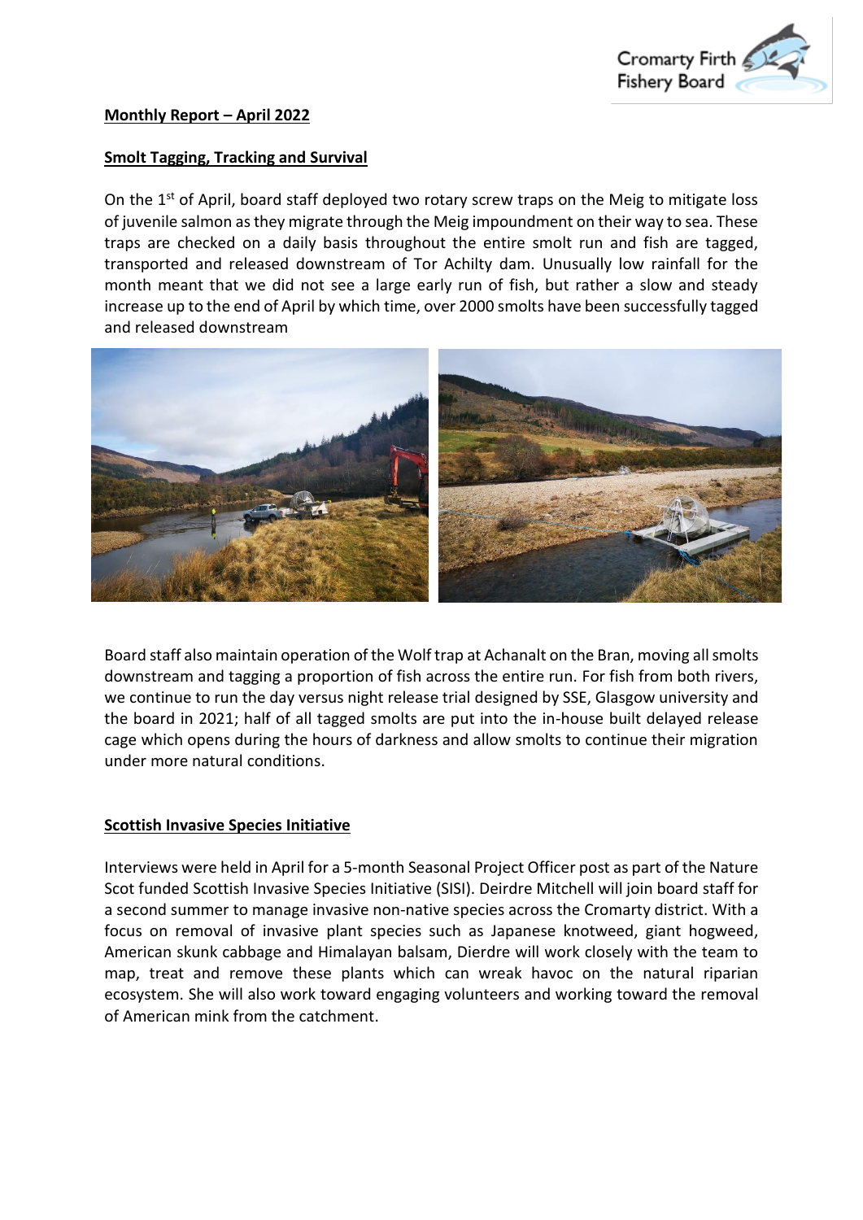**Monthly Report – April 2022**

**Smolt Tagging, Tracking and Survival**

On the 1st of April, board staff deployed two rotary screw traps on the Meig to mitigate loss of juvenile salmon as they migrate through the Meig impoundment on their way to sea. These traps are checked on a daily basis throughout the entire smolt run and fish are tagged, transported and released downstream of Tor Achilty dam. Unusually low rainfall for the month meant that we did not see a large early run of fish, but rather a slow and steady increase up to the end of April by which time, over 2000 smolts have been successfully tagged and released downstream

Board staff also maintain operation of the Wolf trap at Achanalt on the Bran, moving all smolts downstream and tagging a proportion of fish across the entire run. For fish from both rivers, we continue to run the day versus night release trial designed by SSE, Glasgow university and the board in 2021; half of all tagged smolts are put into the in-house built delayed release cage which opens during the hours of darkness and allow smolts to continue their migration under more natural conditions.

**Scottish Invasive Species Initiative**

Interviews were held in April for a 5-month Seasonal Project Officer post as part of the Nature Scot funded Scottish Invasive Species Initiative (SISI). Deirdre Mitchell will join board staff for a second summer to manage invasive non-native species across the Cromarty district. With a focus on removal of invasive plant species such as Japanese knotweed, giant hogweed, American skunk cabbage and Himalayan balsam, Dierdre will work closely with the team to map, treat and remove these plants which can wreak havoc on the natural riparian ecosystem. She will also work toward engaging volunteers and working toward the removal of American mink from the catchment.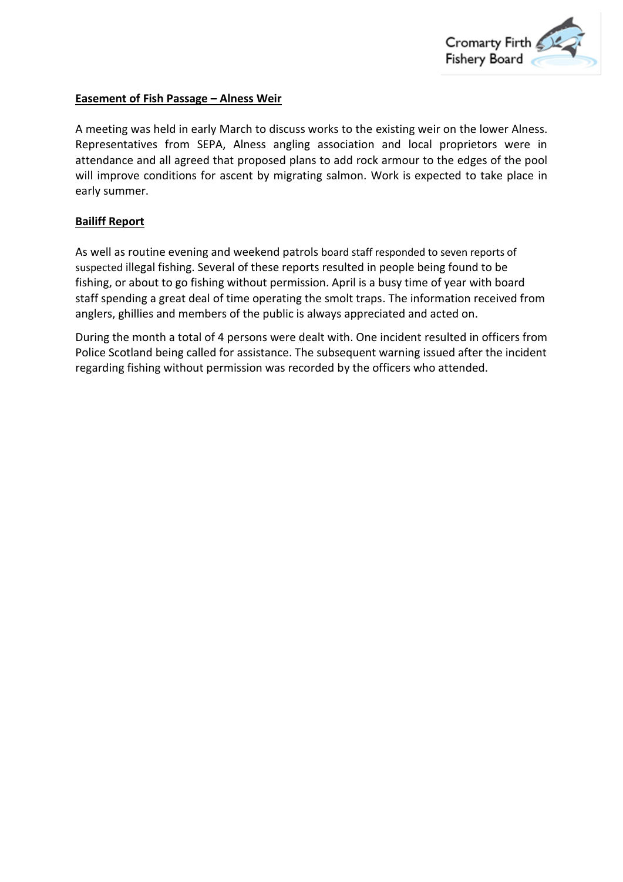**Easement of Fish Passage – Alness Weir**

A meeting was held in early March to discuss works to the existing weir on the lower Alness. Representatives from SEPA, Alness angling association and local proprietors were in attendance and all agreed that proposed plans to add rock armour to the edges of the pool will improve conditions for ascent by migrating salmon. Work is expected to take place in early summer.

**Bailiff Report**

As well as routine evening and weekend patrols board staff responded to seven reports of suspected illegal fishing. Several of these reports resulted in people being found to be fishing, or about to go fishing without permission. April is a busy time of year with board staff spending a great deal of time operating the smolt traps. The information received from anglers, ghillies and members of the public is always appreciated and acted on.

During the month a total of 4 persons were dealt with. One incident resulted in officers from Police Scotland being called for assistance. The subsequent warning issued after the incident regarding fishing without permission was recorded by the officers who attended.